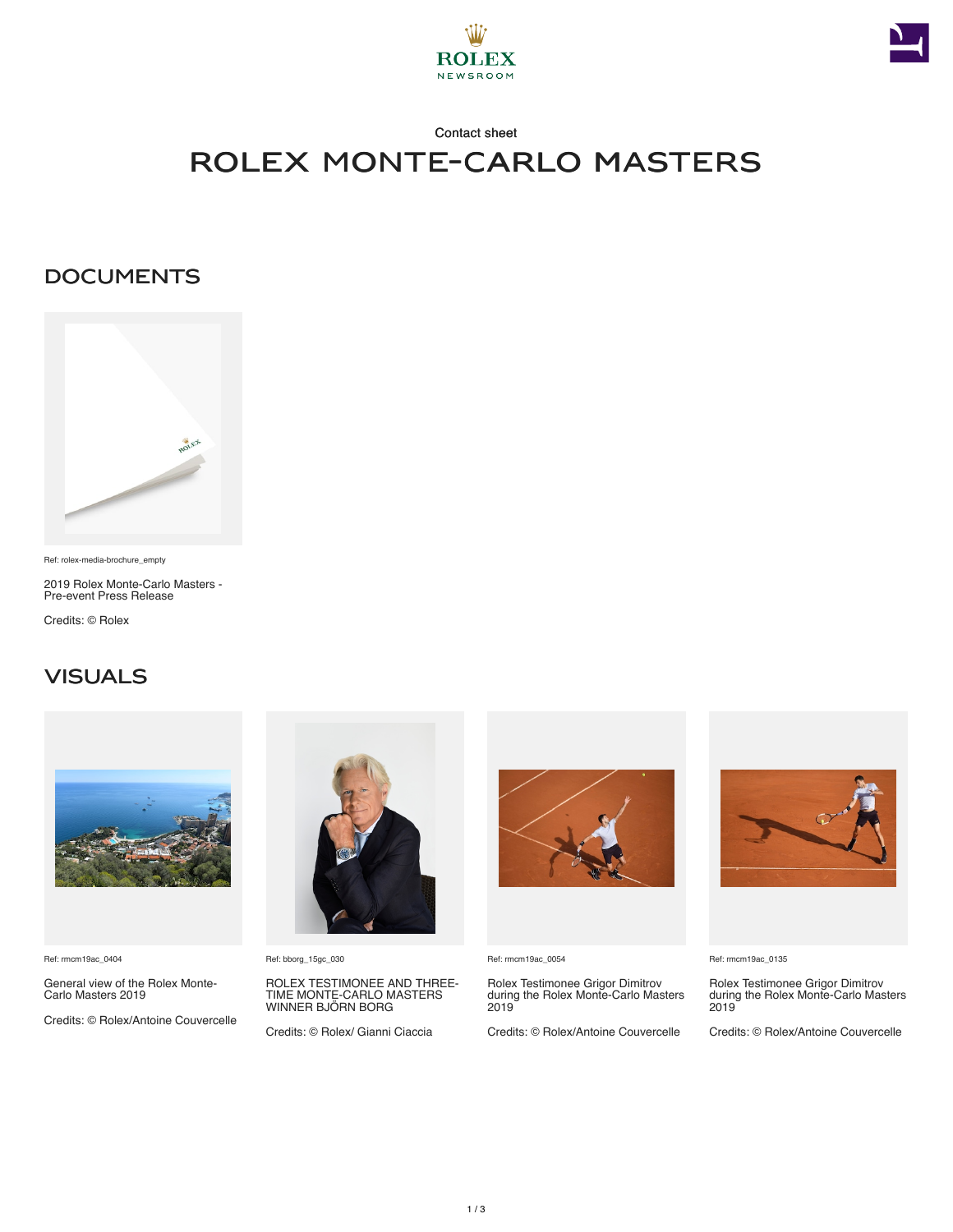Contact sheet

# ROLEX MONTE-CARLO MASTERS

## DOCUMENTS

Ref: rolex-media-brochure_empty

2019 Rolex Monte-Carlo Masters - Pre-event Press Release

Credits: © Rolex

## VISUALS

Ref: rmcm19ac_0404

General view of the Rolex Monte-Carlo Masters 2019

Credits: © Rolex/Antoine Couvercelle

Ref: bborg_15gc_030

ROLEX TESTIMONEE AND THREE-TIME MONTE-CARLO MASTERS WINNER BJÖRN BORG

Credits: © Rolex/ Gianni Ciaccia

Ref: rmcm19ac_0054

Rolex Testimonee Grigor Dimitrov during the Rolex Monte-Carlo Masters 2019

Credits: © Rolex/Antoine Couvercelle

Ref: rmcm19ac_0135

Rolex Testimonee Grigor Dimitrov during the Rolex Monte-Carlo Masters 2019

Credits: © Rolex/Antoine Couvercelle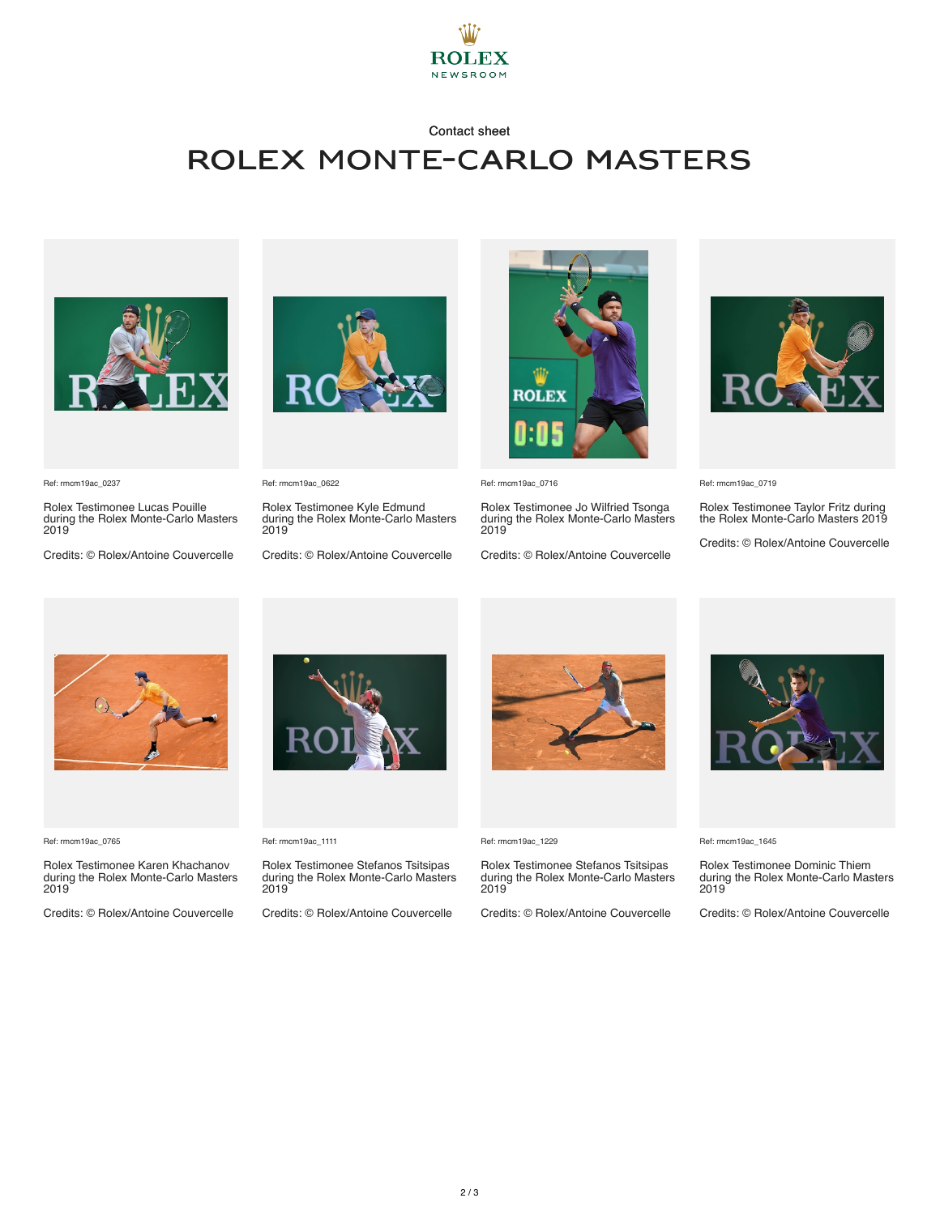ROLEX NEWSROOM

Contact sheet

# ROLEX MONTE-CARLO MASTERS

Ref: rmcm19ac_0237

Rolex Testimonee Lucas Pouille during the Rolex Monte-Carlo Masters 2019

Credits: © Rolex/Antoine Couvercelle

Ref: rmcm19ac_0622

Rolex Testimonee Kyle Edmund during the Rolex Monte-Carlo Masters 2019

Credits: © Rolex/Antoine Couvercelle

Ref: rmcm19ac_0716

Rolex Testimonee Jo Wilfried Tsonga during the Rolex Monte-Carlo Masters 2019

Credits: © Rolex/Antoine Couvercelle

Ref: rmcm19ac_0719

Rolex Testimonee Taylor Fritz during the Rolex Monte-Carlo Masters 2019

Credits: © Rolex/Antoine Couvercelle

Ref: rmcm19ac_0765

Rolex Testimonee Karen Khachanov during the Rolex Monte-Carlo Masters 2019

Credits: © Rolex/Antoine Couvercelle

Ref: rmcm19ac_1111

Rolex Testimonee Stefanos Tsitsipas during the Rolex Monte-Carlo Masters 2019

Credits: © Rolex/Antoine Couvercelle

Ref: rmcm19ac_1229

Rolex Testimonee Stefanos Tsitsipas during the Rolex Monte-Carlo Masters 2019

Credits: © Rolex/Antoine Couvercelle

Ref: rmcm19ac_1645

Rolex Testimonee Dominic Thiem during the Rolex Monte-Carlo Masters 2019

Credits: © Rolex/Antoine Couvercelle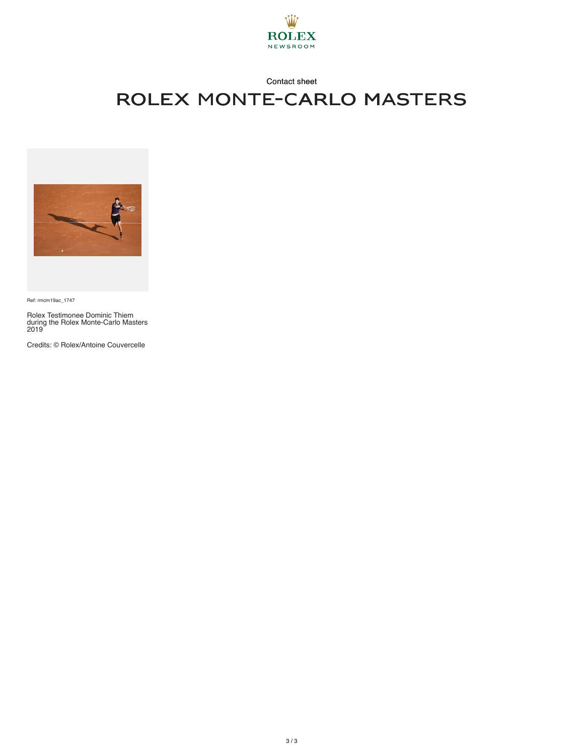Contact sheet

# ROLEX MONTE-CARLO MASTERS

Ref: rmcm19ac_1747

Rolex Testimonee Dominic Thiem during the Rolex Monte-Carlo Masters 2019

Credits: © Rolex/Antoine Couvercelle